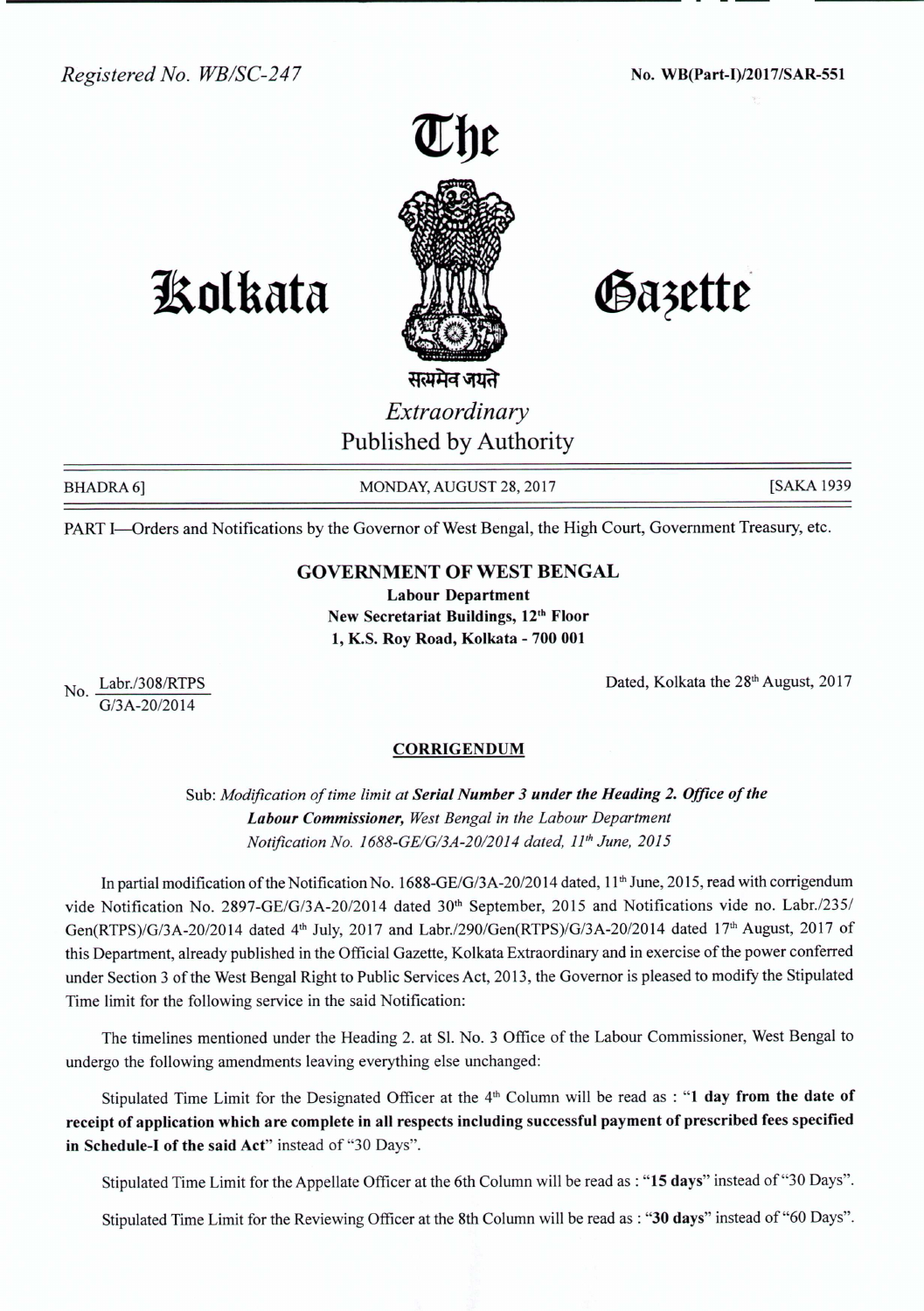Registered No. WB/SC-247

No. WB(Part-I)/2017/SAR-551

# The Kolkata Gazette

सत्यमेव जयते

*Extraordinary*

Published by Authority

BHADRA 6] MONDAY, AUGUST 28, 2017 [SAKA 1939

PART I—Orders and Notifications by the Governor of West Bengal, the High Court, Government Treasury, etc.

## GOVERNMENT OF WEST BENGAL

**Labour Department**
**New Secretariat Buildings, 12th Floor**
**1, K.S. Roy Road, Kolkata - 700 001**

No. Labr./308/RTPS
G/3A-20/2014

Dated, Kolkata the 28th August, 2017

### CORRIGENDUM

Sub: *Modification of time limit at* ***Serial Number 3 under the Heading 2. Office of the Labour Commissioner,*** *West Bengal in the Labour Department Notification No. 1688-GE/G/3A-20/2014 dated, 11th June, 2015*

In partial modification of the Notification No. 1688-GE/G/3A-20/2014 dated, 11th June, 2015, read with corrigendum vide Notification No. 2897-GE/G/3A-20/2014 dated 30th September, 2015 and Notifications vide no. Labr./235/Gen(RTPS)/G/3A-20/2014 dated 4th July, 2017 and Labr./290/Gen(RTPS)/G/3A-20/2014 dated 17th August, 2017 of this Department, already published in the Official Gazette, Kolkata Extraordinary and in exercise of the power conferred under Section 3 of the West Bengal Right to Public Services Act, 2013, the Governor is pleased to modify the Stipulated Time limit for the following service in the said Notification:

The timelines mentioned under the Heading 2. at Sl. No. 3 Office of the Labour Commissioner, West Bengal to undergo the following amendments leaving everything else unchanged:

Stipulated Time Limit for the Designated Officer at the 4th Column will be read as : "**1 day from the date of receipt of application which are complete in all respects including successful payment of prescribed fees specified in Schedule-I of the said Act**" instead of "30 Days".

Stipulated Time Limit for the Appellate Officer at the 6th Column will be read as : "**15 days**" instead of "30 Days".

Stipulated Time Limit for the Reviewing Officer at the 8th Column will be read as : "**30 days**" instead of "60 Days".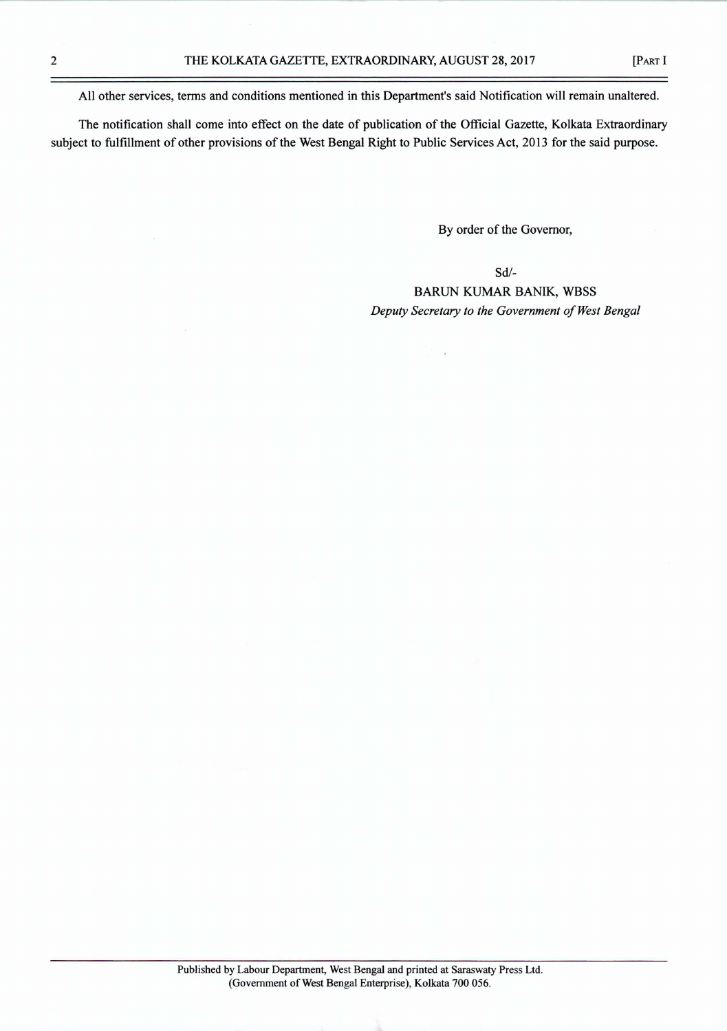All other services, terms and conditions mentioned in this Department's said Notification will remain unaltered.

The notification shall come into effect on the date of publication of the Official Gazette, Kolkata Extraordinary subject to fulfillment of other provisions of the West Bengal Right to Public Services Act, 2013 for the said purpose.

By order of the Governor,

Sd/-

BARUN KUMAR BANIK, WBSS

*Deputy Secretary to the Government of West Bengal*

Published by Labour Department, West Bengal and printed at Saraswaty Press Ltd. (Government of West Bengal Enterprise), Kolkata 700 056.